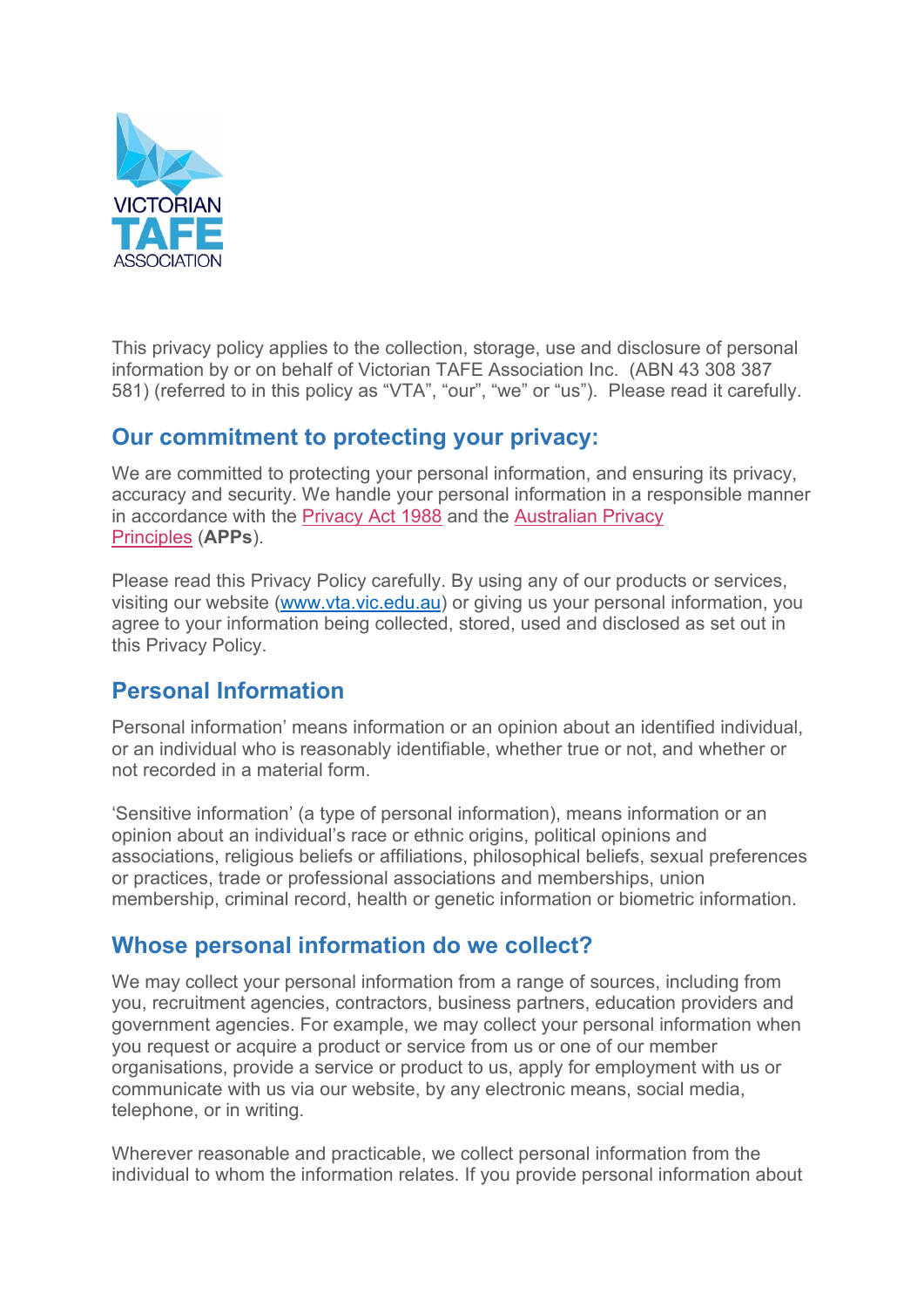This privacy policy applies to the collection, storage, use and disclosure of personal information by or on behalf of Victorian TAFE Association Inc. (ABN 43 308 387 581) (referred to in this policy as "VTA", "our", "we" or "us"). Please read it carefully.

## Our commitment to protecting your privacy:

We are committed to protecting your personal information, and ensuring its privacy, accuracy and security. We handle your personal information in a responsible manner in accordance with the Privacy Act 1988 and the Australian Privacy Principles (**APPs**).

Please read this Privacy Policy carefully. By using any of our products or services, visiting our website (www.vta.vic.edu.au) or giving us your personal information, you agree to your information being collected, stored, used and disclosed as set out in this Privacy Policy.

## Personal Information

Personal information' means information or an opinion about an identified individual, or an individual who is reasonably identifiable, whether true or not, and whether or not recorded in a material form.

'Sensitive information' (a type of personal information), means information or an opinion about an individual's race or ethnic origins, political opinions and associations, religious beliefs or affiliations, philosophical beliefs, sexual preferences or practices, trade or professional associations and memberships, union membership, criminal record, health or genetic information or biometric information.

## Whose personal information do we collect?

We may collect your personal information from a range of sources, including from you, recruitment agencies, contractors, business partners, education providers and government agencies. For example, we may collect your personal information when you request or acquire a product or service from us or one of our member organisations, provide a service or product to us, apply for employment with us or communicate with us via our website, by any electronic means, social media, telephone, or in writing.

Wherever reasonable and practicable, we collect personal information from the individual to whom the information relates. If you provide personal information about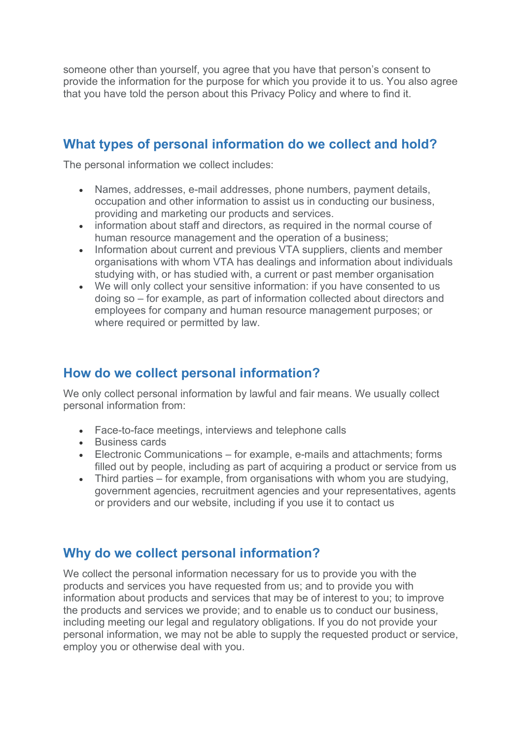someone other than yourself, you agree that you have that person's consent to provide the information for the purpose for which you provide it to us. You also agree that you have told the person about this Privacy Policy and where to find it.

## What types of personal information do we collect and hold?

The personal information we collect includes:

- Names, addresses, e-mail addresses, phone numbers, payment details, occupation and other information to assist us in conducting our business, providing and marketing our products and services.
- information about staff and directors, as required in the normal course of human resource management and the operation of a business;
- Information about current and previous VTA suppliers, clients and member organisations with whom VTA has dealings and information about individuals studying with, or has studied with, a current or past member organisation
- We will only collect your sensitive information: if you have consented to us doing so – for example, as part of information collected about directors and employees for company and human resource management purposes; or where required or permitted by law.

## How do we collect personal information?

We only collect personal information by lawful and fair means. We usually collect personal information from:

- Face-to-face meetings, interviews and telephone calls
- Business cards
- Electronic Communications – for example, e-mails and attachments; forms filled out by people, including as part of acquiring a product or service from us
- Third parties – for example, from organisations with whom you are studying, government agencies, recruitment agencies and your representatives, agents or providers and our website, including if you use it to contact us

## Why do we collect personal information?

We collect the personal information necessary for us to provide you with the products and services you have requested from us; and to provide you with information about products and services that may be of interest to you; to improve the products and services we provide; and to enable us to conduct our business, including meeting our legal and regulatory obligations. If you do not provide your personal information, we may not be able to supply the requested product or service, employ you or otherwise deal with you.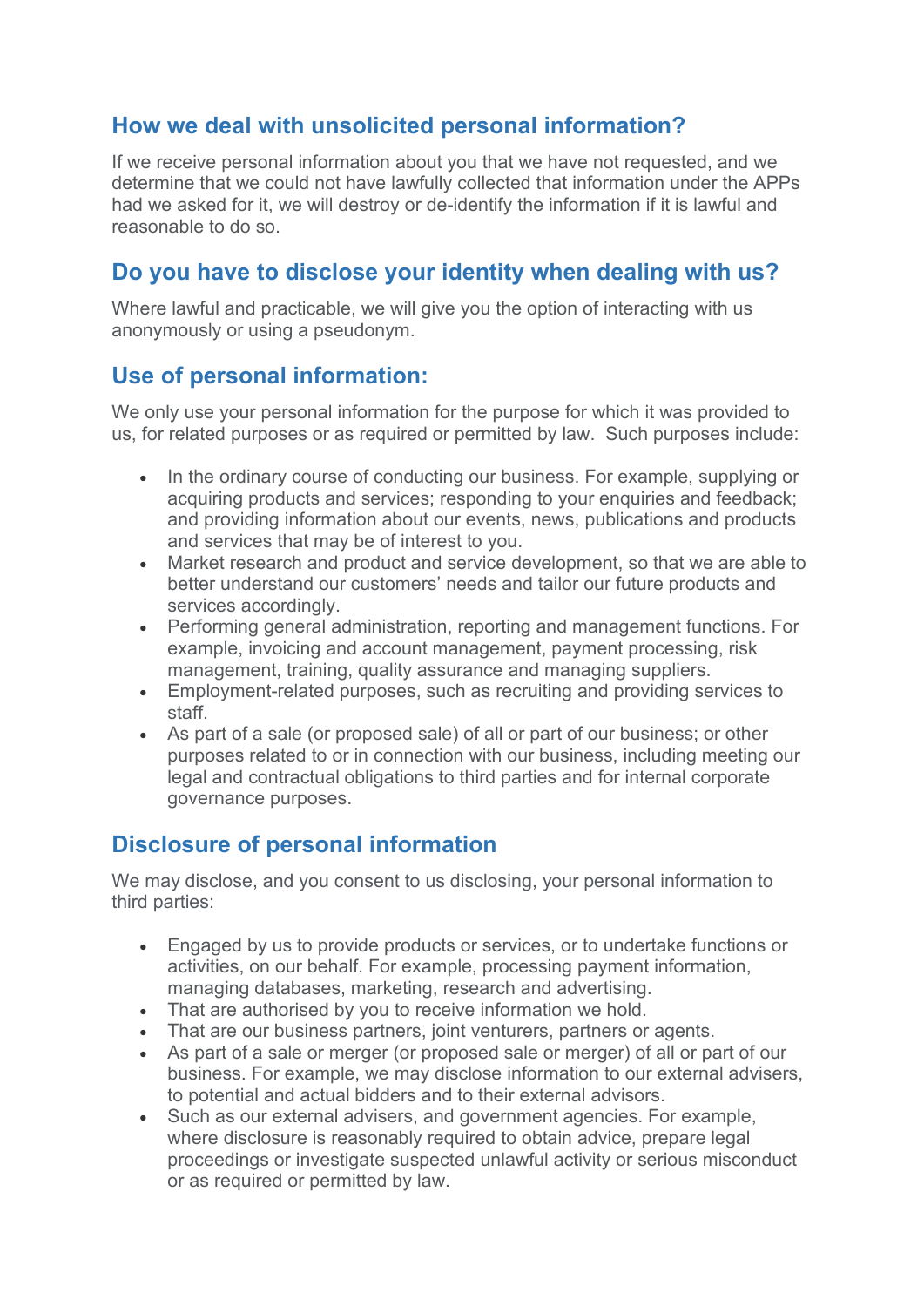## How we deal with unsolicited personal information?

If we receive personal information about you that we have not requested, and we determine that we could not have lawfully collected that information under the APPs had we asked for it, we will destroy or de-identify the information if it is lawful and reasonable to do so.

## Do you have to disclose your identity when dealing with us?

Where lawful and practicable, we will give you the option of interacting with us anonymously or using a pseudonym.

## Use of personal information:

We only use your personal information for the purpose for which it was provided to us, for related purposes or as required or permitted by law. Such purposes include:

- In the ordinary course of conducting our business. For example, supplying or acquiring products and services; responding to your enquiries and feedback; and providing information about our events, news, publications and products and services that may be of interest to you.
- Market research and product and service development, so that we are able to better understand our customers' needs and tailor our future products and services accordingly.
- Performing general administration, reporting and management functions. For example, invoicing and account management, payment processing, risk management, training, quality assurance and managing suppliers.
- Employment-related purposes, such as recruiting and providing services to staff.
- As part of a sale (or proposed sale) of all or part of our business; or other purposes related to or in connection with our business, including meeting our legal and contractual obligations to third parties and for internal corporate governance purposes.

## Disclosure of personal information

We may disclose, and you consent to us disclosing, your personal information to third parties:

- Engaged by us to provide products or services, or to undertake functions or activities, on our behalf. For example, processing payment information, managing databases, marketing, research and advertising.
- That are authorised by you to receive information we hold.
- That are our business partners, joint venturers, partners or agents.
- As part of a sale or merger (or proposed sale or merger) of all or part of our business. For example, we may disclose information to our external advisers, to potential and actual bidders and to their external advisors.
- Such as our external advisers, and government agencies. For example, where disclosure is reasonably required to obtain advice, prepare legal proceedings or investigate suspected unlawful activity or serious misconduct or as required or permitted by law.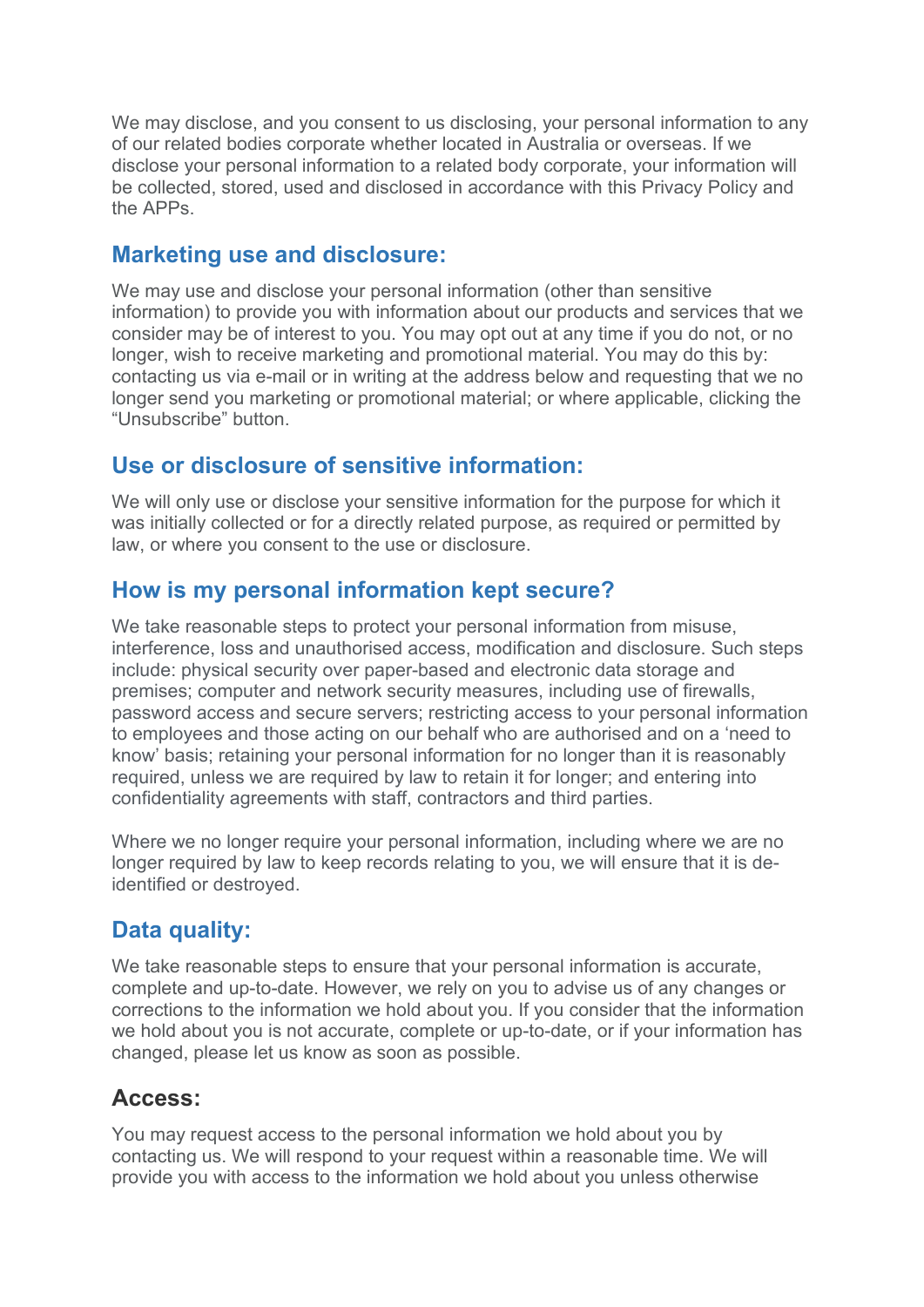We may disclose, and you consent to us disclosing, your personal information to any of our related bodies corporate whether located in Australia or overseas. If we disclose your personal information to a related body corporate, your information will be collected, stored, used and disclosed in accordance with this Privacy Policy and the APPs.

## Marketing use and disclosure:

We may use and disclose your personal information (other than sensitive information) to provide you with information about our products and services that we consider may be of interest to you. You may opt out at any time if you do not, or no longer, wish to receive marketing and promotional material. You may do this by: contacting us via e-mail or in writing at the address below and requesting that we no longer send you marketing or promotional material; or where applicable, clicking the "Unsubscribe" button.

## Use or disclosure of sensitive information:

We will only use or disclose your sensitive information for the purpose for which it was initially collected or for a directly related purpose, as required or permitted by law, or where you consent to the use or disclosure.

## How is my personal information kept secure?

We take reasonable steps to protect your personal information from misuse, interference, loss and unauthorised access, modification and disclosure. Such steps include: physical security over paper-based and electronic data storage and premises; computer and network security measures, including use of firewalls, password access and secure servers; restricting access to your personal information to employees and those acting on our behalf who are authorised and on a 'need to know' basis; retaining your personal information for no longer than it is reasonably required, unless we are required by law to retain it for longer; and entering into confidentiality agreements with staff, contractors and third parties.

Where we no longer require your personal information, including where we are no longer required by law to keep records relating to you, we will ensure that it is de-identified or destroyed.

## Data quality:

We take reasonable steps to ensure that your personal information is accurate, complete and up-to-date. However, we rely on you to advise us of any changes or corrections to the information we hold about you. If you consider that the information we hold about you is not accurate, complete or up-to-date, or if your information has changed, please let us know as soon as possible.

## Access:

You may request access to the personal information we hold about you by contacting us. We will respond to your request within a reasonable time. We will provide you with access to the information we hold about you unless otherwise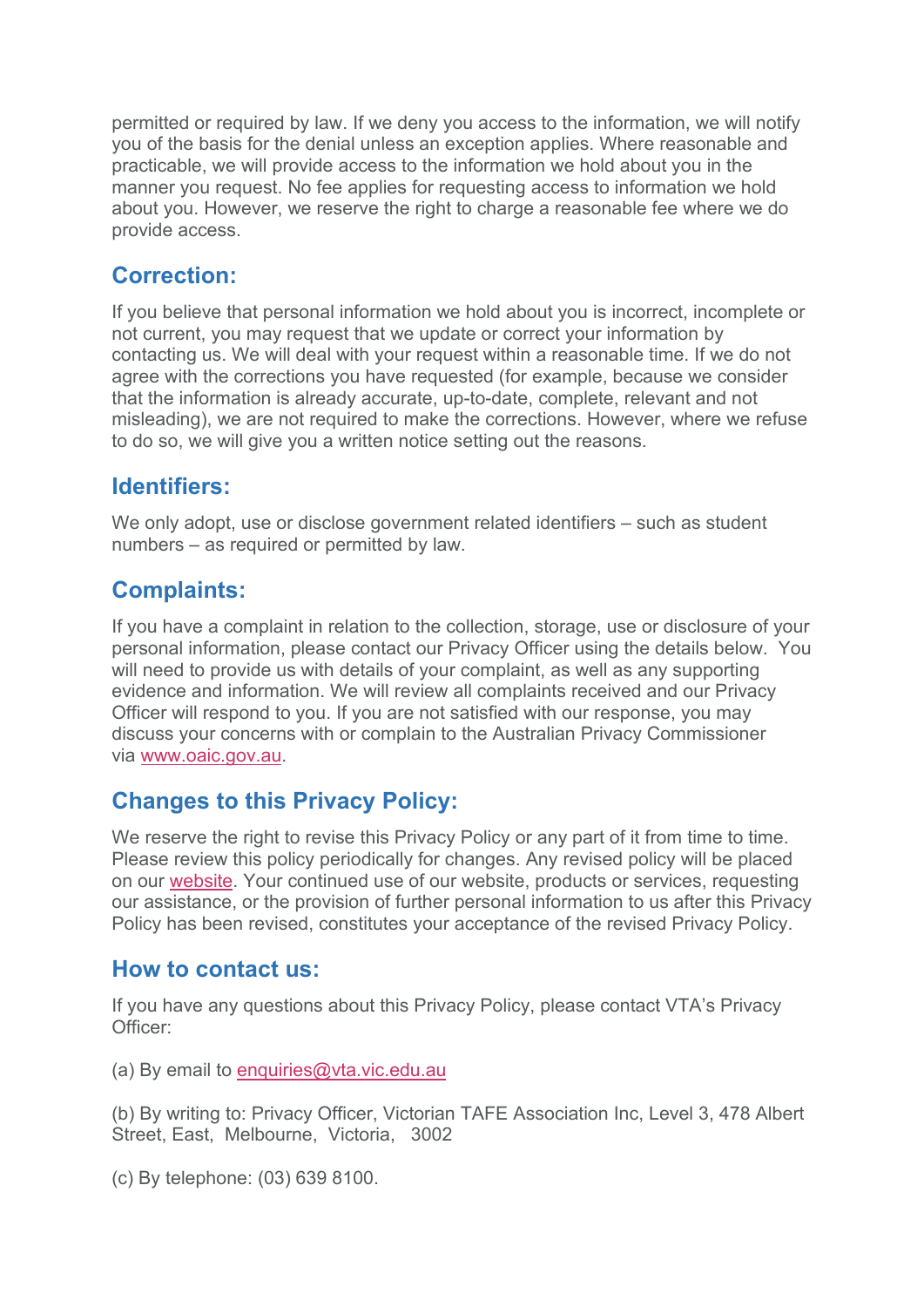permitted or required by law. If we deny you access to the information, we will notify you of the basis for the denial unless an exception applies. Where reasonable and practicable, we will provide access to the information we hold about you in the manner you request. No fee applies for requesting access to information we hold about you. However, we reserve the right to charge a reasonable fee where we do provide access.

## Correction:

If you believe that personal information we hold about you is incorrect, incomplete or not current, you may request that we update or correct your information by contacting us. We will deal with your request within a reasonable time. If we do not agree with the corrections you have requested (for example, because we consider that the information is already accurate, up-to-date, complete, relevant and not misleading), we are not required to make the corrections. However, where we refuse to do so, we will give you a written notice setting out the reasons.

## Identifiers:

We only adopt, use or disclose government related identifiers – such as student numbers – as required or permitted by law.

## Complaints:

If you have a complaint in relation to the collection, storage, use or disclosure of your personal information, please contact our Privacy Officer using the details below. You will need to provide us with details of your complaint, as well as any supporting evidence and information. We will review all complaints received and our Privacy Officer will respond to you. If you are not satisfied with our response, you may discuss your concerns with or complain to the Australian Privacy Commissioner via www.oaic.gov.au.

## Changes to this Privacy Policy:

We reserve the right to revise this Privacy Policy or any part of it from time to time. Please review this policy periodically for changes. Any revised policy will be placed on our website. Your continued use of our website, products or services, requesting our assistance, or the provision of further personal information to us after this Privacy Policy has been revised, constitutes your acceptance of the revised Privacy Policy.

## How to contact us:

If you have any questions about this Privacy Policy, please contact VTA's Privacy Officer:

(a) By email to enquiries@vta.vic.edu.au

(b) By writing to: Privacy Officer, Victorian TAFE Association Inc, Level 3, 478 Albert Street, East, Melbourne, Victoria, 3002

(c) By telephone: (03) 639 8100.